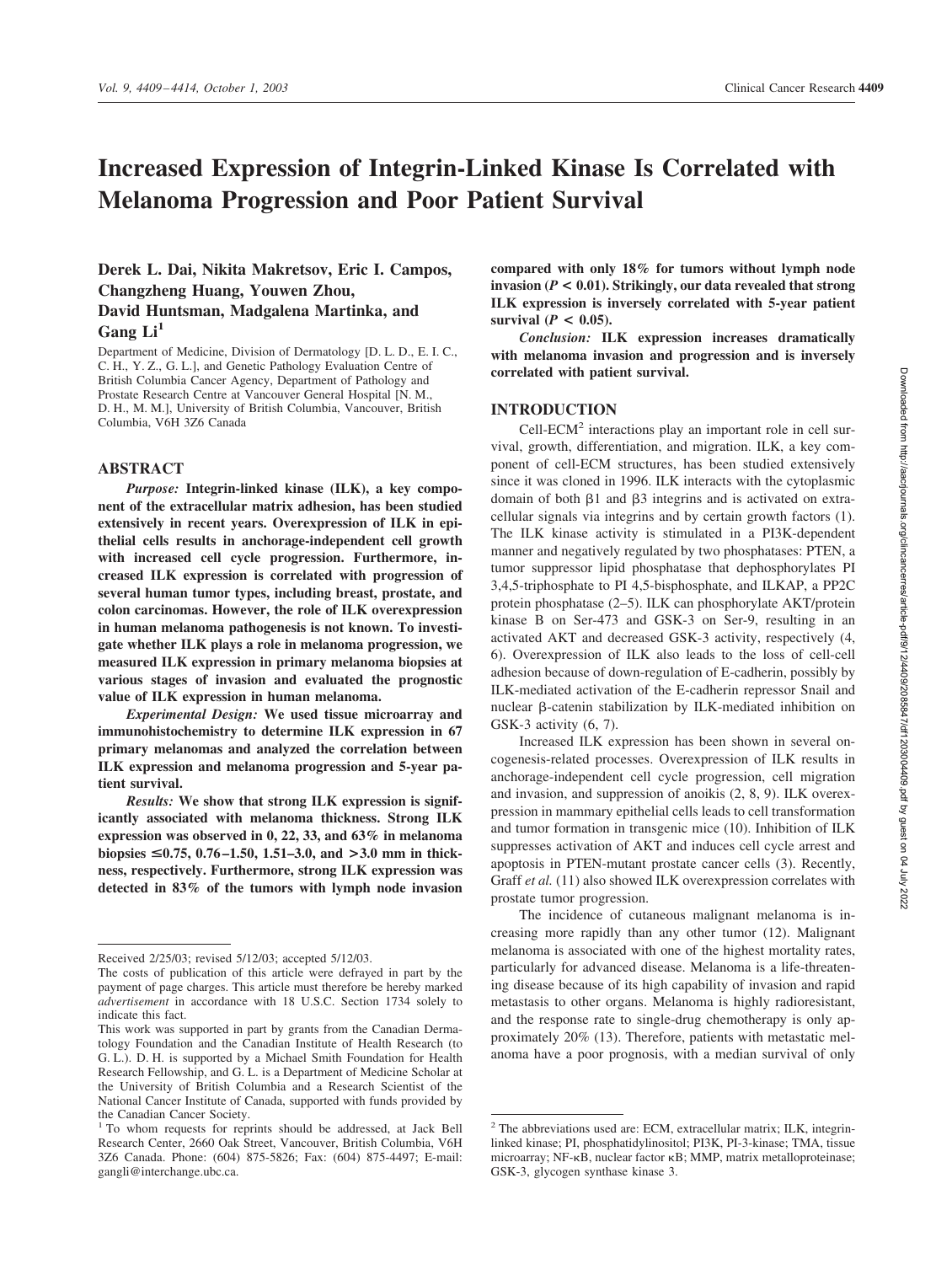# Increased Expression of Integrin-Linked Kinase Is Correlated with Melanoma Progression and Poor Patient Survival

**Derek L. Dai, Nikita Makretsov, Eric I. Campos, Changzheng Huang, Youwen Zhou, David Huntsman, Madgalena Martinka, and Gang Li[1]**

Department of Medicine, Division of Dermatology [D. L. D., E. I. C., C. H., Y. Z., G. L.], and Genetic Pathology Evaluation Centre of British Columbia Cancer Agency, Department of Pathology and Prostate Research Centre at Vancouver General Hospital [N. M., D. H., M. M.], University of British Columbia, Vancouver, British Columbia, V6H 3Z6 Canada

## ABSTRACT

*Purpose:* **Integrin-linked kinase (ILK), a key component of the extracellular matrix adhesion, has been studied extensively in recent years. Overexpression of ILK in epithelial cells results in anchorage-independent cell growth with increased cell cycle progression. Furthermore, increased ILK expression is correlated with progression of several human tumor types, including breast, prostate, and colon carcinomas. However, the role of ILK overexpression in human melanoma pathogenesis is not known. To investigate whether ILK plays a role in melanoma progression, we measured ILK expression in primary melanoma biopsies at various stages of invasion and evaluated the prognostic value of ILK expression in human melanoma.**

*Experimental Design:* **We used tissue microarray and immunohistochemistry to determine ILK expression in 67 primary melanomas and analyzed the correlation between ILK expression and melanoma progression and 5-year patient survival.**

*Results:* **We show that strong ILK expression is significantly associated with melanoma thickness. Strong ILK expression was observed in 0, 22, 33, and 63% in melanoma biopsies ≤0.75, 0.76–1.50, 1.51–3.0, and >3.0 mm in thickness, respectively. Furthermore, strong ILK expression was detected in 83% of the tumors with lymph node invasion compared with only 18% for tumors without lymph node invasion ($P < 0.01$). Strikingly, our data revealed that strong ILK expression is inversely correlated with 5-year patient survival ($P < 0.05$).**

*Conclusion:* **ILK expression increases dramatically with melanoma invasion and progression and is inversely correlated with patient survival.**

## INTRODUCTION

Cell-ECM[2] interactions play an important role in cell survival, growth, differentiation, and migration. ILK, a key component of cell-ECM structures, has been studied extensively since it was cloned in 1996. ILK interacts with the cytoplasmic domain of both β1 and β3 integrins and is activated on extracellular signals via integrins and by certain growth factors (1). The ILK kinase activity is stimulated in a PI3K-dependent manner and negatively regulated by two phosphatases: PTEN, a tumor suppressor lipid phosphatase that dephosphorylates PI 3,4,5-triphosphate to PI 4,5-bisphosphate, and ILKAP, a PP2C protein phosphatase (2–5). ILK can phosphorylate AKT/protein kinase B on Ser-473 and GSK-3 on Ser-9, resulting in an activated AKT and decreased GSK-3 activity, respectively (4, 6). Overexpression of ILK also leads to the loss of cell-cell adhesion because of down-regulation of E-cadherin, possibly by ILK-mediated activation of the E-cadherin repressor Snail and nuclear β-catenin stabilization by ILK-mediated inhibition on GSK-3 activity (6, 7).

Increased ILK expression has been shown in several oncogenesis-related processes. Overexpression of ILK results in anchorage-independent cell cycle progression, cell migration and invasion, and suppression of anoikis (2, 8, 9). ILK overexpression in mammary epithelial cells leads to cell transformation and tumor formation in transgenic mice (10). Inhibition of ILK suppresses activation of AKT and induces cell cycle arrest and apoptosis in PTEN-mutant prostate cancer cells (3). Recently, Graff *et al.* (11) also showed ILK overexpression correlates with prostate tumor progression.

The incidence of cutaneous malignant melanoma is increasing more rapidly than any other tumor (12). Malignant melanoma is associated with one of the highest mortality rates, particularly for advanced disease. Melanoma is a life-threatening disease because of its high capability of invasion and rapid metastasis to other organs. Melanoma is highly radioresistant, and the response rate to single-drug chemotherapy is only approximately 20% (13). Therefore, patients with metastatic melanoma have a poor prognosis, with a median survival of only

---

Received 2/25/03; revised 5/12/03; accepted 5/12/03.

The costs of publication of this article were defrayed in part by the payment of page charges. This article must therefore be hereby marked *advertisement* in accordance with 18 U.S.C. Section 1734 solely to indicate this fact.

This work was supported in part by grants from the Canadian Dermatology Foundation and the Canadian Institute of Health Research (to G. L.). D. H. is supported by a Michael Smith Foundation for Health Research Fellowship, and G. L. is a Department of Medicine Scholar at the University of British Columbia and a Research Scientist of the National Cancer Institute of Canada, supported with funds provided by the Canadian Cancer Society.

[1] To whom requests for reprints should be addressed, at Jack Bell Research Center, 2660 Oak Street, Vancouver, British Columbia, V6H 3Z6 Canada. Phone: (604) 875-5826; Fax: (604) 875-4497; E-mail: gangli@interchange.ubc.ca.

[2] The abbreviations used are: ECM, extracellular matrix; ILK, integrin-linked kinase; PI, phosphatidylinositol; PI3K, PI-3-kinase; TMA, tissue microarray; NF-κB, nuclear factor κB; MMP, matrix metalloproteinase; GSK-3, glycogen synthase kinase 3.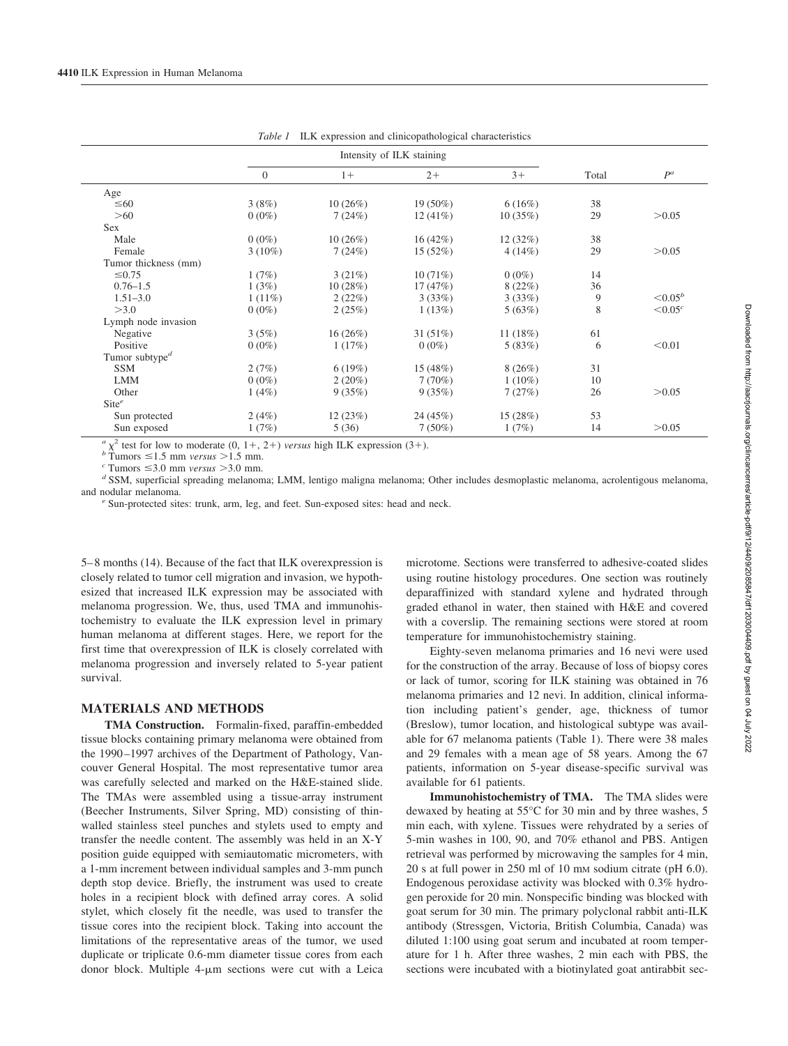*Table 1* ILK expression and clinicopathological characteristics

| | Intensity of ILK staining | | | | | |
|---|---|---|---|---|---|---|
| | 0 | 1+ | 2+ | 3+ | Total | $P^a$ |
| Age | | | | | | |
| ≤60 | 3 (8%) | 10 (26%) | 19 (50%) | 6 (16%) | 38 | |
| >60 | 0 (0%) | 7 (24%) | 12 (41%) | 10 (35%) | 29 | >0.05 |
| Sex | | | | | | |
| Male | 0 (0%) | 10 (26%) | 16 (42%) | 12 (32%) | 38 | |
| Female | 3 (10%) | 7 (24%) | 15 (52%) | 4 (14%) | 29 | >0.05 |
| Tumor thickness (mm) | | | | | | |
| ≤0.75 | 1 (7%) | 3 (21%) | 10 (71%) | 0 (0%) | 14 | |
| 0.76–1.5 | 1 (3%) | 10 (28%) | 17 (47%) | 8 (22%) | 36 | |
| 1.51–3.0 | 1 (11%) | 2 (22%) | 3 (33%) | 3 (33%) | 9 | <0.05[b] |
| >3.0 | 0 (0%) | 2 (25%) | 1 (13%) | 5 (63%) | 8 | <0.05[c] |
| Lymph node invasion | | | | | | |
| Negative | 3 (5%) | 16 (26%) | 31 (51%) | 11 (18%) | 61 | |
| Positive | 0 (0%) | 1 (17%) | 0 (0%) | 5 (83%) | 6 | <0.01 |
| Tumor subtype[d] | | | | | | |
| SSM | 2 (7%) | 6 (19%) | 15 (48%) | 8 (26%) | 31 | |
| LMM | 0 (0%) | 2 (20%) | 7 (70%) | 1 (10%) | 10 | |
| Other | 1 (4%) | 9 (35%) | 9 (35%) | 7 (27%) | 26 | >0.05 |
| Site[e] | | | | | | |
| Sun protected | 2 (4%) | 12 (23%) | 24 (45%) | 15 (28%) | 53 | |
| Sun exposed | 1 (7%) | 5 (36) | 7 (50%) | 1 (7%) | 14 | >0.05 |

[a] $\chi^2$ test for low to moderate (0, 1+, 2+) *versus* high ILK expression (3+).
[b] Tumors ≤1.5 mm *versus* >1.5 mm.
[c] Tumors ≤3.0 mm *versus* >3.0 mm.
[d] SSM, superficial spreading melanoma; LMM, lentigo maligna melanoma; Other includes desmoplastic melanoma, acrolentigous melanoma, and nodular melanoma.
[e] Sun-protected sites: trunk, arm, leg, and feet. Sun-exposed sites: head and neck.

5–8 months (14). Because of the fact that ILK overexpression is closely related to tumor cell migration and invasion, we hypothesized that increased ILK expression may be associated with melanoma progression. We, thus, used TMA and immunohistochemistry to evaluate the ILK expression level in primary human melanoma at different stages. Here, we report for the first time that overexpression of ILK is closely correlated with melanoma progression and inversely related to 5-year patient survival.

## MATERIALS AND METHODS

**TMA Construction.** Formalin-fixed, paraffin-embedded tissue blocks containing primary melanoma were obtained from the 1990–1997 archives of the Department of Pathology, Vancouver General Hospital. The most representative tumor area was carefully selected and marked on the H&E-stained slide. The TMAs were assembled using a tissue-array instrument (Beecher Instruments, Silver Spring, MD) consisting of thin-walled stainless steel punches and stylets used to empty and transfer the needle content. The assembly was held in an X-Y position guide equipped with semiautomatic micrometers, with a 1-mm increment between individual samples and 3-mm punch depth stop device. Briefly, the instrument was used to create holes in a recipient block with defined array cores. A solid stylet, which closely fit the needle, was used to transfer the tissue cores into the recipient block. Taking into account the limitations of the representative areas of the tumor, we used duplicate or triplicate 0.6-mm diameter tissue cores from each donor block. Multiple 4-μm sections were cut with a Leica microtome. Sections were transferred to adhesive-coated slides using routine histology procedures. One section was routinely deparaffinized with standard xylene and hydrated through graded ethanol in water, then stained with H&E and covered with a coverslip. The remaining sections were stored at room temperature for immunohistochemistry staining.

Eighty-seven melanoma primaries and 16 nevi were used for the construction of the array. Because of loss of biopsy cores or lack of tumor, scoring for ILK staining was obtained in 76 melanoma primaries and 12 nevi. In addition, clinical information including patient's gender, age, thickness of tumor (Breslow), tumor location, and histological subtype was available for 67 melanoma patients (Table 1). There were 38 males and 29 females with a mean age of 58 years. Among the 67 patients, information on 5-year disease-specific survival was available for 61 patients.

**Immunohistochemistry of TMA.** The TMA slides were dewaxed by heating at 55°C for 30 min and by three washes, 5 min each, with xylene. Tissues were rehydrated by a series of 5-min washes in 100, 90, and 70% ethanol and PBS. Antigen retrieval was performed by microwaving the samples for 4 min, 20 s at full power in 250 ml of 10 mM sodium citrate (pH 6.0). Endogenous peroxidase activity was blocked with 0.3% hydrogen peroxide for 20 min. Nonspecific binding was blocked with goat serum for 30 min. The primary polyclonal rabbit anti-ILK antibody (Stressgen, Victoria, British Columbia, Canada) was diluted 1:100 using goat serum and incubated at room temperature for 1 h. After three washes, 2 min each with PBS, the sections were incubated with a biotinylated goat antirabbit sec-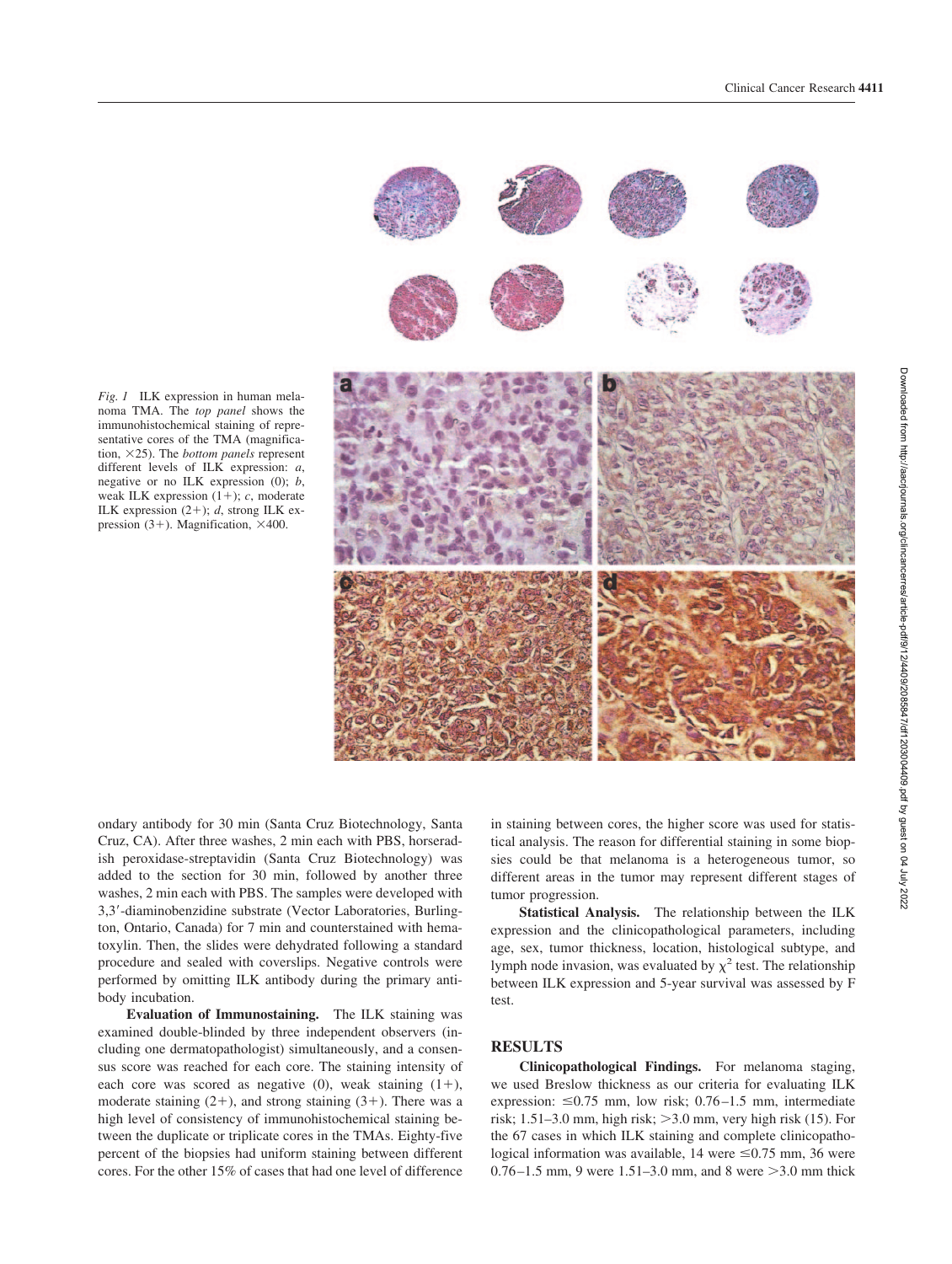*Fig. 1* ILK expression in human melanoma TMA. The *top panel* shows the immunohistochemical staining of representative cores of the TMA (magnification, ×25). The *bottom panels* represent different levels of ILK expression: *a*, negative or no ILK expression (0); *b*, weak ILK expression (1+); *c*, moderate ILK expression (2+); *d*, strong ILK expression (3+). Magnification, ×400.

ondary antibody for 30 min (Santa Cruz Biotechnology, Santa Cruz, CA). After three washes, 2 min each with PBS, horseradish peroxidase-streptavidin (Santa Cruz Biotechnology) was added to the section for 30 min, followed by another three washes, 2 min each with PBS. The samples were developed with 3,3′-diaminobenzidine substrate (Vector Laboratories, Burlington, Ontario, Canada) for 7 min and counterstained with hematoxylin. Then, the slides were dehydrated following a standard procedure and sealed with coverslips. Negative controls were performed by omitting ILK antibody during the primary antibody incubation.

**Evaluation of Immunostaining.** The ILK staining was examined double-blinded by three independent observers (including one dermatopathologist) simultaneously, and a consensus score was reached for each core. The staining intensity of each core was scored as negative (0), weak staining (1+), moderate staining (2+), and strong staining (3+). There was a high level of consistency of immunohistochemical staining between the duplicate or triplicate cores in the TMAs. Eighty-five percent of the biopsies had uniform staining between different cores. For the other 15% of cases that had one level of difference in staining between cores, the higher score was used for statistical analysis. The reason for differential staining in some biopsies could be that melanoma is a heterogeneous tumor, so different areas in the tumor may represent different stages of tumor progression.

**Statistical Analysis.** The relationship between the ILK expression and the clinicopathological parameters, including age, sex, tumor thickness, location, histological subtype, and lymph node invasion, was evaluated by $\chi^2$ test. The relationship between ILK expression and 5-year survival was assessed by F test.

## RESULTS

**Clinicopathological Findings.** For melanoma staging, we used Breslow thickness as our criteria for evaluating ILK expression: ≤0.75 mm, low risk; 0.76–1.5 mm, intermediate risk; 1.51–3.0 mm, high risk; >3.0 mm, very high risk (15). For the 67 cases in which ILK staining and complete clinicopathological information was available, 14 were ≤0.75 mm, 36 were 0.76–1.5 mm, 9 were 1.51–3.0 mm, and 8 were >3.0 mm thick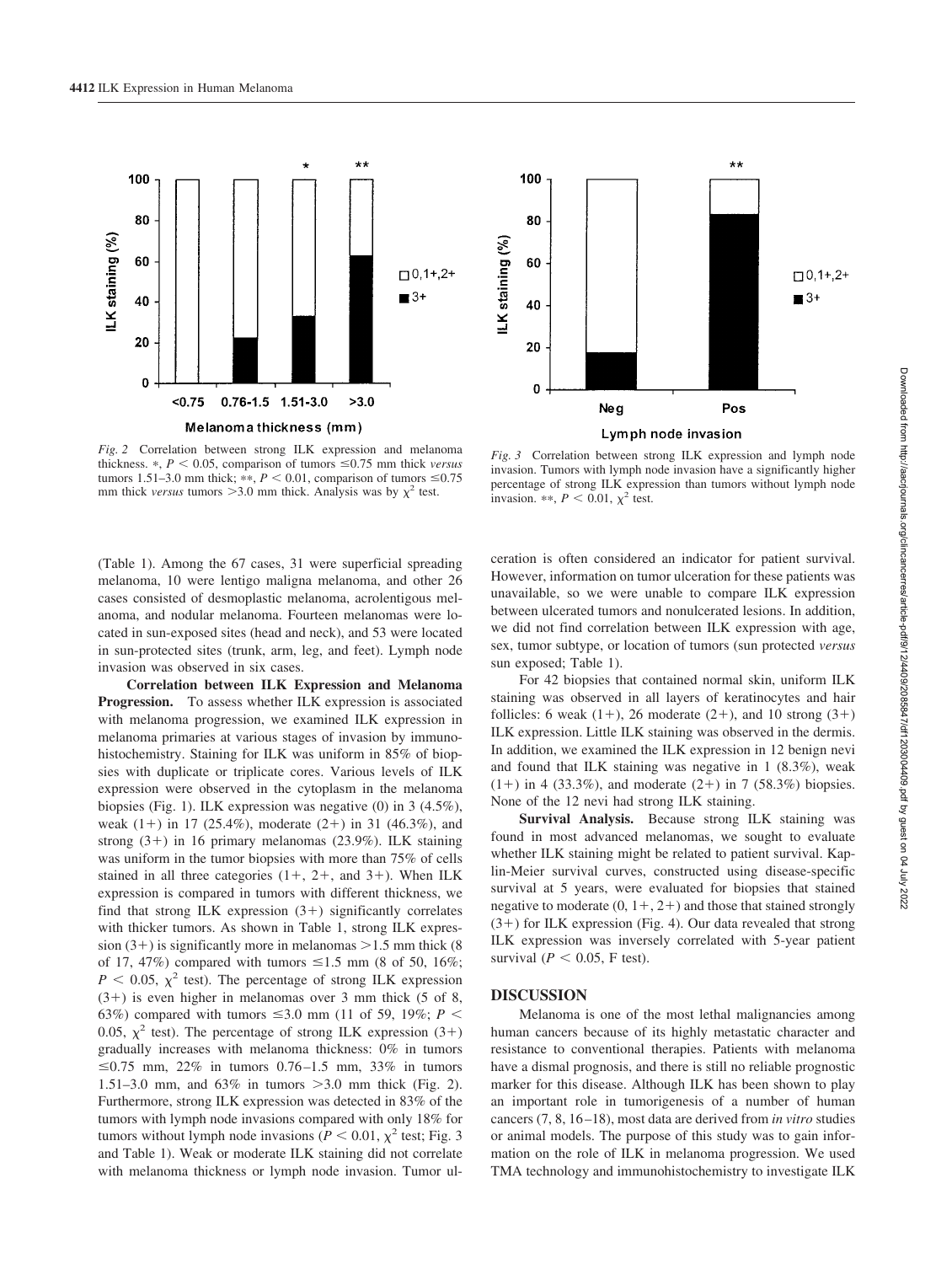Fig. 2 Correlation between strong ILK expression and melanoma thickness. *, $P < 0.05$, comparison of tumors ≤0.75 mm thick *versus* tumors 1.51–3.0 mm thick; **, $P < 0.01$, comparison of tumors ≤0.75 mm thick *versus* tumors >3.0 mm thick. Analysis was by $\chi^2$ test.

Fig. 3 Correlation between strong ILK expression and lymph node invasion. Tumors with lymph node invasion have a significantly higher percentage of strong ILK expression than tumors without lymph node invasion. **, $P < 0.01$, $\chi^2$ test.

(Table 1). Among the 67 cases, 31 were superficial spreading melanoma, 10 were lentigo maligna melanoma, and other 26 cases consisted of desmoplastic melanoma, acrolentigous melanoma, and nodular melanoma. Fourteen melanomas were located in sun-exposed sites (head and neck), and 53 were located in sun-protected sites (trunk, arm, leg, and feet). Lymph node invasion was observed in six cases.

**Correlation between ILK Expression and Melanoma Progression.** To assess whether ILK expression is associated with melanoma progression, we examined ILK expression in melanoma primaries at various stages of invasion by immunohistochemistry. Staining for ILK was uniform in 85% of biopsies with duplicate or triplicate cores. Various levels of ILK expression were observed in the cytoplasm in the melanoma biopsies (Fig. 1). ILK expression was negative (0) in 3 (4.5%), weak (1+) in 17 (25.4%), moderate (2+) in 31 (46.3%), and strong (3+) in 16 primary melanomas (23.9%). ILK staining was uniform in the tumor biopsies with more than 75% of cells stained in all three categories (1+, 2+, and 3+). When ILK expression is compared in tumors with different thickness, we find that strong ILK expression (3+) significantly correlates with thicker tumors. As shown in Table 1, strong ILK expression (3+) is significantly more in melanomas >1.5 mm thick (8 of 17, 47%) compared with tumors ≤1.5 mm (8 of 50, 16%; $P < 0.05$, $\chi^2$ test). The percentage of strong ILK expression (3+) is even higher in melanomas over 3 mm thick (5 of 8, 63%) compared with tumors ≤3.0 mm (11 of 59, 19%; $P < 0.05$, $\chi^2$ test). The percentage of strong ILK expression (3+) gradually increases with melanoma thickness: 0% in tumors ≤0.75 mm, 22% in tumors 0.76–1.5 mm, 33% in tumors 1.51–3.0 mm, and 63% in tumors >3.0 mm thick (Fig. 2). Furthermore, strong ILK expression was detected in 83% of the tumors with lymph node invasions compared with only 18% for tumors without lymph node invasions ($P < 0.01$, $\chi^2$ test; Fig. 3 and Table 1). Weak or moderate ILK staining did not correlate with melanoma thickness or lymph node invasion. Tumor ulceration is often considered an indicator for patient survival. However, information on tumor ulceration for these patients was unavailable, so we were unable to compare ILK expression between ulcerated tumors and nonulcerated lesions. In addition, we did not find correlation between ILK expression with age, sex, tumor subtype, or location of tumors (sun protected *versus* sun exposed; Table 1).

For 42 biopsies that contained normal skin, uniform ILK staining was observed in all layers of keratinocytes and hair follicles: 6 weak (1+), 26 moderate (2+), and 10 strong (3+) ILK expression. Little ILK staining was observed in the dermis. In addition, we examined the ILK expression in 12 benign nevi and found that ILK staining was negative in 1 (8.3%), weak (1+) in 4 (33.3%), and moderate (2+) in 7 (58.3%) biopsies. None of the 12 nevi had strong ILK staining.

**Survival Analysis.** Because strong ILK staining was found in most advanced melanomas, we sought to evaluate whether ILK staining might be related to patient survival. Kaplin-Meier survival curves, constructed using disease-specific survival at 5 years, were evaluated for biopsies that stained negative to moderate (0, 1+, 2+) and those that stained strongly (3+) for ILK expression (Fig. 4). Our data revealed that strong ILK expression was inversely correlated with 5-year patient survival ($P < 0.05$, F test).

## DISCUSSION

Melanoma is one of the most lethal malignancies among human cancers because of its highly metastatic character and resistance to conventional therapies. Patients with melanoma have a dismal prognosis, and there is still no reliable prognostic marker for this disease. Although ILK has been shown to play an important role in tumorigenesis of a number of human cancers (7, 8, 16–18), most data are derived from *in vitro* studies or animal models. The purpose of this study was to gain information on the role of ILK in melanoma progression. We used TMA technology and immunohistochemistry to investigate ILK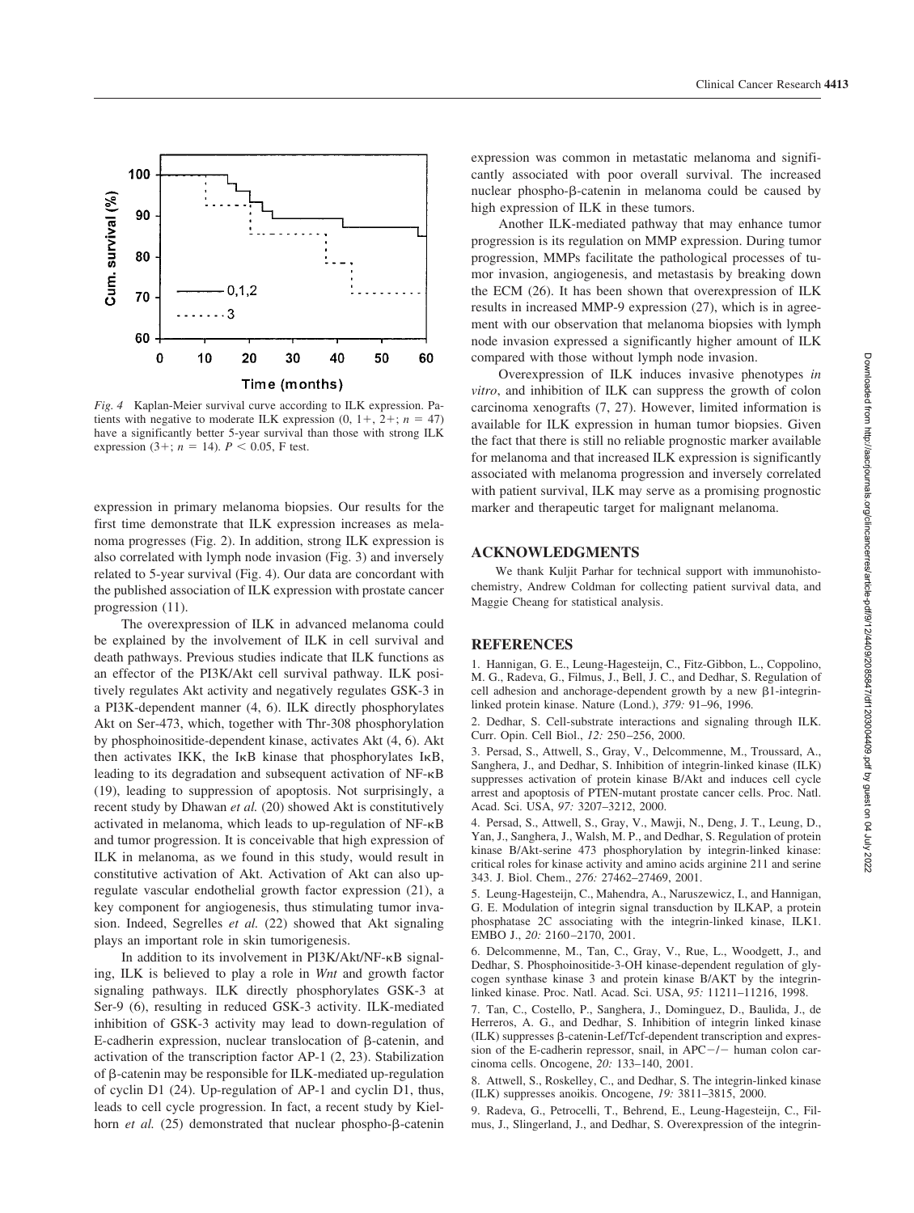*Fig. 4* Kaplan-Meier survival curve according to ILK expression. Patients with negative to moderate ILK expression (0, 1+, 2+; $n = 47$) have a significantly better 5-year survival than those with strong ILK expression (3+; $n = 14$). $P < 0.05$, F test.

expression in primary melanoma biopsies. Our results for the first time demonstrate that ILK expression increases as melanoma progresses (Fig. 2). In addition, strong ILK expression is also correlated with lymph node invasion (Fig. 3) and inversely related to 5-year survival (Fig. 4). Our data are concordant with the published association of ILK expression with prostate cancer progression (11).

The overexpression of ILK in advanced melanoma could be explained by the involvement of ILK in cell survival and death pathways. Previous studies indicate that ILK functions as an effector of the PI3K/Akt cell survival pathway. ILK positively regulates Akt activity and negatively regulates GSK-3 in a PI3K-dependent manner (4, 6). ILK directly phosphorylates Akt on Ser-473, which, together with Thr-308 phosphorylation by phosphoinositide-dependent kinase, activates Akt (4, 6). Akt then activates IKK, the IκB kinase that phosphorylates IκB, leading to its degradation and subsequent activation of NF-κB (19), leading to suppression of apoptosis. Not surprisingly, a recent study by Dhawan *et al.* (20) showed Akt is constitutively activated in melanoma, which leads to up-regulation of NF-κB and tumor progression. It is conceivable that high expression of ILK in melanoma, as we found in this study, would result in constitutive activation of Akt. Activation of Akt can also up-regulate vascular endothelial growth factor expression (21), a key component for angiogenesis, thus stimulating tumor invasion. Indeed, Segrelles *et al.* (22) showed that Akt signaling plays an important role in skin tumorigenesis.

In addition to its involvement in PI3K/Akt/NF-κB signaling, ILK is believed to play a role in *Wnt* and growth factor signaling pathways. ILK directly phosphorylates GSK-3 at Ser-9 (6), resulting in reduced GSK-3 activity. ILK-mediated inhibition of GSK-3 activity may lead to down-regulation of E-cadherin expression, nuclear translocation of β-catenin, and activation of the transcription factor AP-1 (2, 23). Stabilization of β-catenin may be responsible for ILK-mediated up-regulation of cyclin D1 (24). Up-regulation of AP-1 and cyclin D1, thus, leads to cell cycle progression. In fact, a recent study by Kielhorn *et al.* (25) demonstrated that nuclear phospho-β-catenin expression was common in metastatic melanoma and significantly associated with poor overall survival. The increased nuclear phospho-β-catenin in melanoma could be caused by high expression of ILK in these tumors.

Another ILK-mediated pathway that may enhance tumor progression is its regulation on MMP expression. During tumor progression, MMPs facilitate the pathological processes of tumor invasion, angiogenesis, and metastasis by breaking down the ECM (26). It has been shown that overexpression of ILK results in increased MMP-9 expression (27), which is in agreement with our observation that melanoma biopsies with lymph node invasion expressed a significantly higher amount of ILK compared with those without lymph node invasion.

Overexpression of ILK induces invasive phenotypes *in vitro*, and inhibition of ILK can suppress the growth of colon carcinoma xenografts (7, 27). However, limited information is available for ILK expression in human tumor biopsies. Given the fact that there is still no reliable prognostic marker available for melanoma and that increased ILK expression is significantly associated with melanoma progression and inversely correlated with patient survival, ILK may serve as a promising prognostic marker and therapeutic target for malignant melanoma.

## ACKNOWLEDGMENTS

We thank Kuljit Parhar for technical support with immunohistochemistry, Andrew Coldman for collecting patient survival data, and Maggie Cheang for statistical analysis.

## REFERENCES

1. Hannigan, G. E., Leung-Hagesteijn, C., Fitz-Gibbon, L., Coppolino, M. G., Radeva, G., Filmus, J., Bell, J. C., and Dedhar, S. Regulation of cell adhesion and anchorage-dependent growth by a new β1-integrin-linked protein kinase. Nature (Lond.), *379:* 91–96, 1996.

2. Dedhar, S. Cell-substrate interactions and signaling through ILK. Curr. Opin. Cell Biol., *12:* 250–256, 2000.

3. Persad, S., Attwell, S., Gray, V., Delcommenne, M., Troussard, A., Sanghera, J., and Dedhar, S. Inhibition of integrin-linked kinase (ILK) suppresses activation of protein kinase B/Akt and induces cell cycle arrest and apoptosis of PTEN-mutant prostate cancer cells. Proc. Natl. Acad. Sci. USA, *97:* 3207–3212, 2000.

4. Persad, S., Attwell, S., Gray, V., Mawji, N., Deng, J. T., Leung, D., Yan, J., Sanghera, J., Walsh, M. P., and Dedhar, S. Regulation of protein kinase B/Akt-serine 473 phosphorylation by integrin-linked kinase: critical roles for kinase activity and amino acids arginine 211 and serine 343. J. Biol. Chem., *276:* 27462–27469, 2001.

5. Leung-Hagesteijn, C., Mahendra, A., Naruszewicz, I., and Hannigan, G. E. Modulation of integrin signal transduction by ILKAP, a protein phosphatase 2C associating with the integrin-linked kinase, ILK1. EMBO J., *20:* 2160–2170, 2001.

6. Delcommenne, M., Tan, C., Gray, V., Rue, L., Woodgett, J., and Dedhar, S. Phosphoinositide-3-OH kinase-dependent regulation of glycogen synthase kinase 3 and protein kinase B/AKT by the integrin-linked kinase. Proc. Natl. Acad. Sci. USA, *95:* 11211–11216, 1998.

7. Tan, C., Costello, P., Sanghera, J., Dominguez, D., Baulida, J., de Herreros, A. G., and Dedhar, S. Inhibition of integrin linked kinase (ILK) suppresses β-catenin-Lef/Tcf-dependent transcription and expression of the E-cadherin repressor, snail, in APC−/− human colon carcinoma cells. Oncogene, *20:* 133–140, 2001.

8. Attwell, S., Roskelley, C., and Dedhar, S. The integrin-linked kinase (ILK) suppresses anoikis. Oncogene, *19:* 3811–3815, 2000.

9. Radeva, G., Petrocelli, T., Behrend, E., Leung-Hagesteijn, C., Filmus, J., Slingerland, J., and Dedhar, S. Overexpression of the integrin-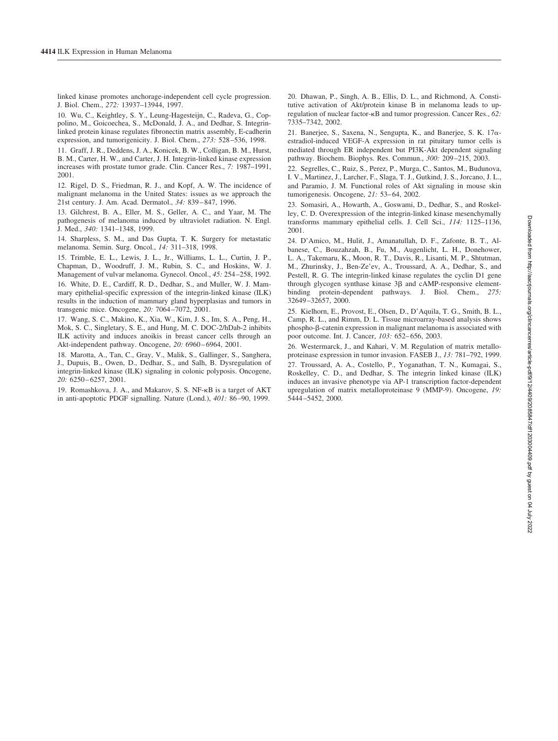linked kinase promotes anchorage-independent cell cycle progression. J. Biol. Chem., *272:* 13937–13944, 1997.

10. Wu, C., Keightley, S. Y., Leung-Hagesteijn, C., Radeva, G., Coppolino, M., Goicoechea, S., McDonald, J. A., and Dedhar, S. Integrin-linked protein kinase regulates fibronectin matrix assembly, E-cadherin expression, and tumorigenicity. J. Biol. Chem., *273:* 528–536, 1998.

11. Graff, J. R., Deddens, J. A., Konicek, B. W., Colligan, B. M., Hurst, B. M., Carter, H. W., and Carter, J. H. Integrin-linked kinase expression increases with prostate tumor grade. Clin. Cancer Res., *7:* 1987–1991, 2001.

12. Rigel, D. S., Friedman, R. J., and Kopf, A. W. The incidence of malignant melanoma in the United States: issues as we approach the 21st century. J. Am. Acad. Dermatol., *34:* 839–847, 1996.

13. Gilchrest, B. A., Eller, M. S., Geller, A. C., and Yaar, M. The pathogenesis of melanoma induced by ultraviolet radiation. N. Engl. J. Med., *340:* 1341–1348, 1999.

14. Sharpless, S. M., and Das Gupta, T. K. Surgery for metastatic melanoma. Semin. Surg. Oncol., *14:* 311–318, 1998.

15. Trimble, E. L., Lewis, J. L., Jr., Williams, L. L., Curtin, J. P., Chapman, D., Woodruff, J. M., Rubin, S. C., and Hoskins, W. J. Management of vulvar melanoma. Gynecol. Oncol., *45:* 254–258, 1992.

16. White, D. E., Cardiff, R. D., Dedhar, S., and Muller, W. J. Mammary epithelial-specific expression of the integrin-linked kinase (ILK) results in the induction of mammary gland hyperplasias and tumors in transgenic mice. Oncogene, *20:* 7064–7072, 2001.

17. Wang, S. C., Makino, K., Xia, W., Kim, J. S., Im, S. A., Peng, H., Mok, S. C., Singletary, S. E., and Hung, M. C. DOC-2/hDab-2 inhibits ILK activity and induces anoikis in breast cancer cells through an Akt-independent pathway. Oncogene, *20:* 6960–6964, 2001.

18. Marotta, A., Tan, C., Gray, V., Malik, S., Gallinger, S., Sanghera, J., Dupuis, B., Owen, D., Dedhar, S., and Salh, B. Dysregulation of integrin-linked kinase (ILK) signaling in colonic polyposis. Oncogene, *20:* 6250–6257, 2001.

19. Romashkova, J. A., and Makarov, S. S. NF-κB is a target of AKT in anti-apoptotic PDGF signalling. Nature (Lond.), *401:* 86–90, 1999.

20. Dhawan, P., Singh, A. B., Ellis, D. L., and Richmond, A. Constitutive activation of Akt/protein kinase B in melanoma leads to up-regulation of nuclear factor-κB and tumor progression. Cancer Res., *62:* 7335–7342, 2002.

21. Banerjee, S., Saxena, N., Sengupta, K., and Banerjee, S. K. 17α-estradiol-induced VEGF-A expression in rat pituitary tumor cells is mediated through ER independent but PI3K-Akt dependent signaling pathway. Biochem. Biophys. Res. Commun., *300:* 209–215, 2003.

22. Segrelles, C., Ruiz, S., Perez, P., Murga, C., Santos, M., Budunova, I. V., Martinez, J., Larcher, F., Slaga, T. J., Gutkind, J. S., Jorcano, J. L., and Paramio, J. M. Functional roles of Akt signaling in mouse skin tumorigenesis. Oncogene, *21:* 53–64, 2002.

23. Somasiri, A., Howarth, A., Goswami, D., Dedhar, S., and Roskelley, C. D. Overexpression of the integrin-linked kinase mesenchymally transforms mammary epithelial cells. J. Cell Sci., *114:* 1125–1136, 2001.

24. D'Amico, M., Hulit, J., Amanatullah, D. F., Zafonte, B. T., Albanese, C., Bouzahzah, B., Fu, M., Augenlicht, L. H., Donehower, L. A., Takemaru, K., Moon, R. T., Davis, R., Lisanti, M. P., Shtutman, M., Zhurinsky, J., Ben-Ze'ev, A., Troussard, A. A., Dedhar, S., and Pestell, R. G. The integrin-linked kinase regulates the cyclin D1 gene through glycogen synthase kinase 3β and cAMP-responsive element-binding protein-dependent pathways. J. Biol. Chem., *275:* 32649–32657, 2000.

25. Kielhorn, E., Provost, E., Olsen, D., D'Aquila, T. G., Smith, B. L., Camp, R. L., and Rimm, D. L. Tissue microarray-based analysis shows phospho-β-catenin expression in malignant melanoma is associated with poor outcome. Int. J. Cancer, *103:* 652–656, 2003.

26. Westermarck, J., and Kahari, V. M. Regulation of matrix metalloproteinase expression in tumor invasion. FASEB J., *13:* 781–792, 1999.

27. Troussard, A. A., Costello, P., Yoganathan, T. N., Kumagai, S., Roskelley, C. D., and Dedhar, S. The integrin linked kinase (ILK) induces an invasive phenotype via AP-1 transcription factor-dependent upregulation of matrix metalloproteinase 9 (MMP-9). Oncogene, *19:* 5444–5452, 2000.